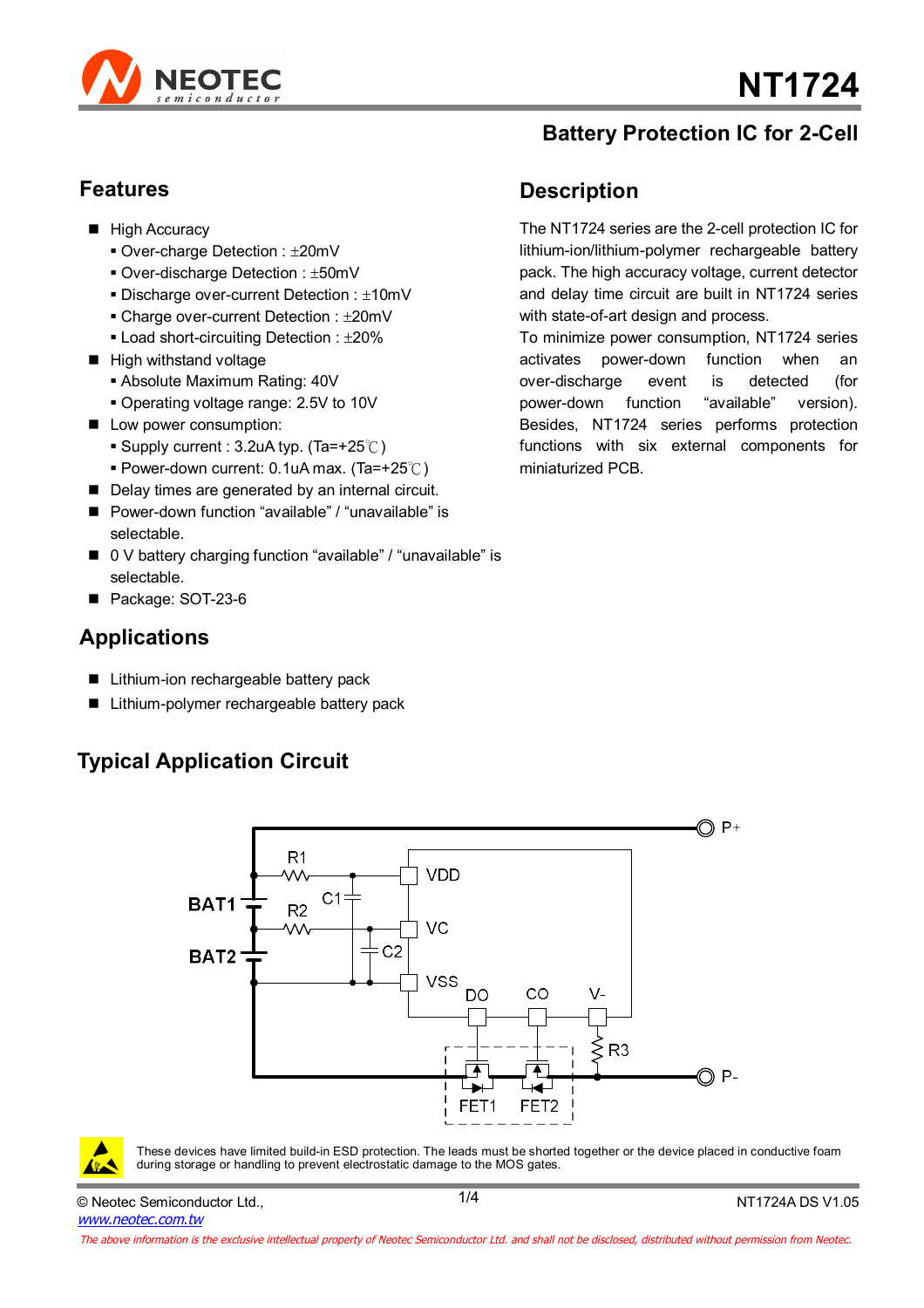# NT1724

## Battery Protection IC for 2-Cell

## Features

- High Accuracy
  - Over-charge Detection : ±20mV
  - Over-discharge Detection : ±50mV
  - Discharge over-current Detection : ±10mV
  - Charge over-current Detection : ±20mV
  - Load short-circuiting Detection : ±20%
- High withstand voltage
  - Absolute Maximum Rating: 40V
  - Operating voltage range: 2.5V to 10V
- Low power consumption:
  - Supply current : 3.2uA typ. (Ta=+25℃)
  - Power-down current: 0.1uA max. (Ta=+25℃)
- Delay times are generated by an internal circuit.
- Power-down function "available" / "unavailable" is selectable.
- 0 V battery charging function "available" / "unavailable" is selectable.
- Package: SOT-23-6

## Description

The NT1724 series are the 2-cell protection IC for lithium-ion/lithium-polymer rechargeable battery pack. The high accuracy voltage, current detector and delay time circuit are built in NT1724 series with state-of-art design and process.

To minimize power consumption, NT1724 series activates power-down function when an over-discharge event is detected (for power-down function "available" version). Besides, NT1724 series performs protection functions with six external components for miniaturized PCB.

## Applications

- Lithium-ion rechargeable battery pack
- Lithium-polymer rechargeable battery pack

## Typical Application Circuit

These devices have limited build-in ESD protection. The leads must be shorted together or the device placed in conductive foam during storage or handling to prevent electrostatic damage to the MOS gates.

© Neotec Semiconductor Ltd., www.neotec.com.tw

NT1724A DS V1.05

*The above information is the exclusive intellectual property of Neotec Semiconductor Ltd. and shall not be disclosed, distributed without permission from Neotec.*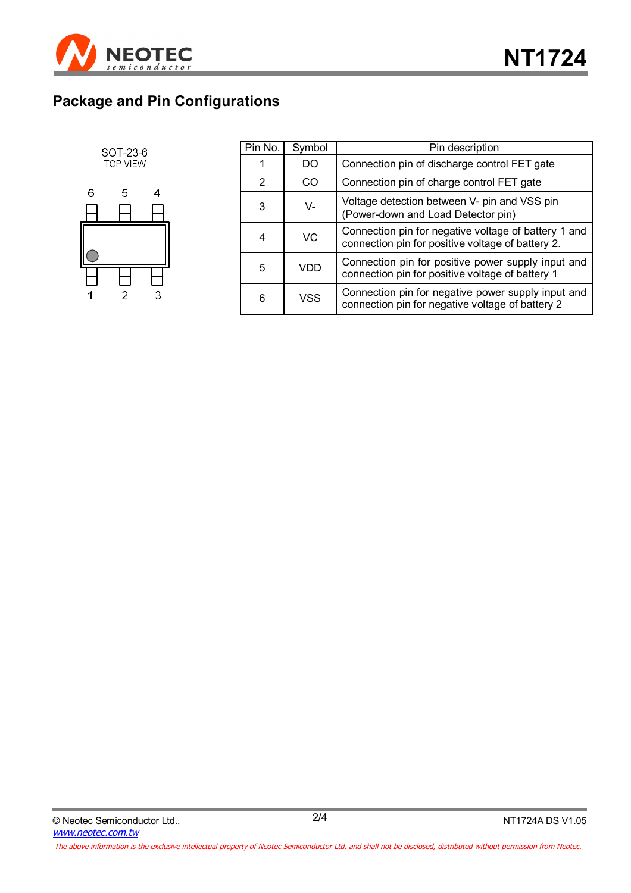## Package and Pin Configurations

SOT-23-6
TOP VIEW

| Pin No. | Symbol | Pin description |
|---|---|---|
| 1 | DO | Connection pin of discharge control FET gate |
| 2 | CO | Connection pin of charge control FET gate |
| 3 | V- | Voltage detection between V- pin and VSS pin (Power-down and Load Detector pin) |
| 4 | VC | Connection pin for negative voltage of battery 1 and connection pin for positive voltage of battery 2. |
| 5 | VDD | Connection pin for positive power supply input and connection pin for positive voltage of battery 1 |
| 6 | VSS | Connection pin for negative power supply input and connection pin for negative voltage of battery 2 |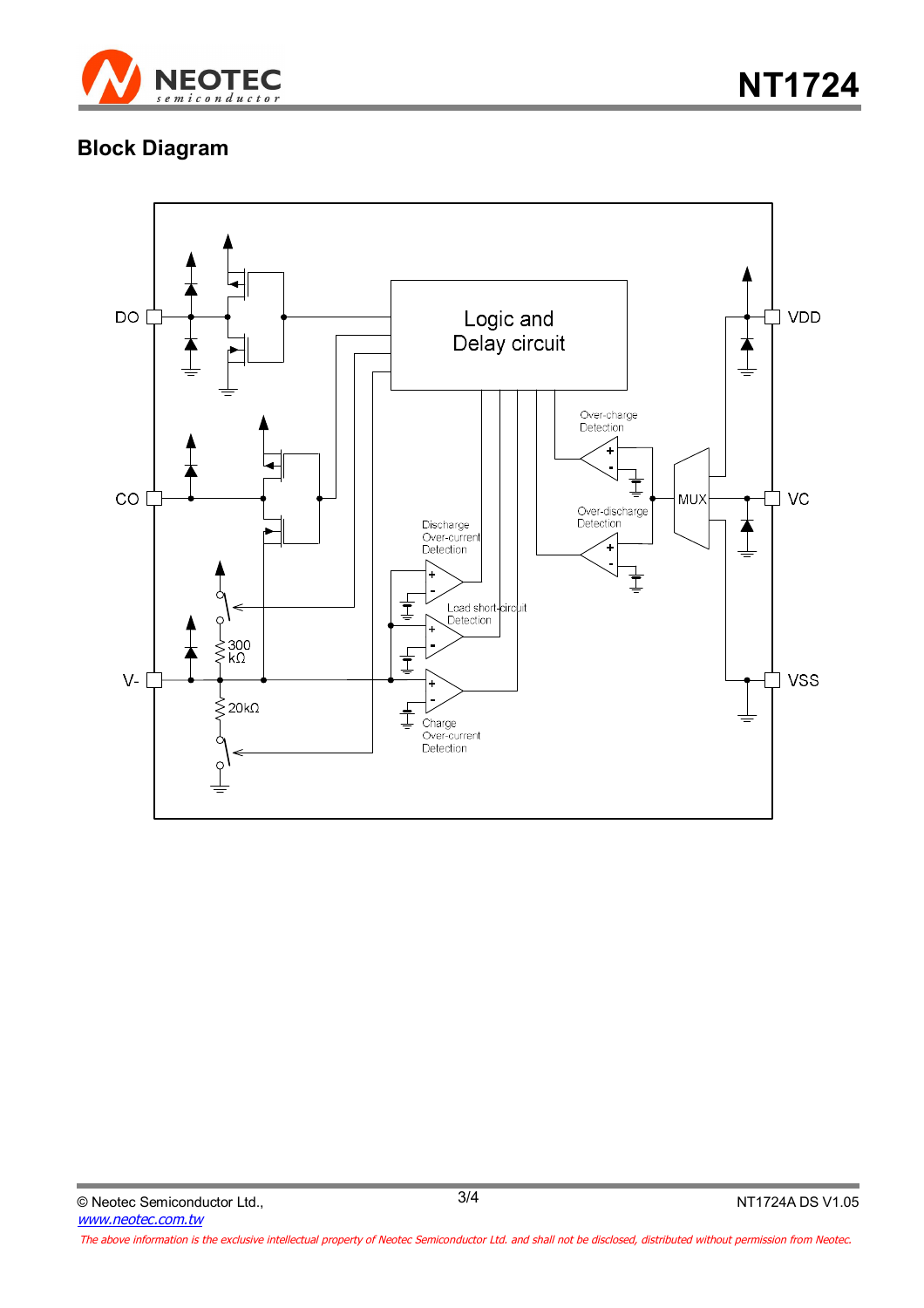## Block Diagram

DO

VDD

Logic and Delay circuit

Over-charge Detection

CO

MUX

VC

Over-discharge Detection

Discharge Over-current Detection

Load short-circuit Detection

300 kΩ

V-

VSS

20kΩ

Charge Over-current Detection

© Neotec Semiconductor Ltd.,
www.neotec.com.tw

NT1724A DS V1.05

*The above information is the exclusive intellectual property of Neotec Semiconductor Ltd. and shall not be disclosed, distributed without permission from Neotec.*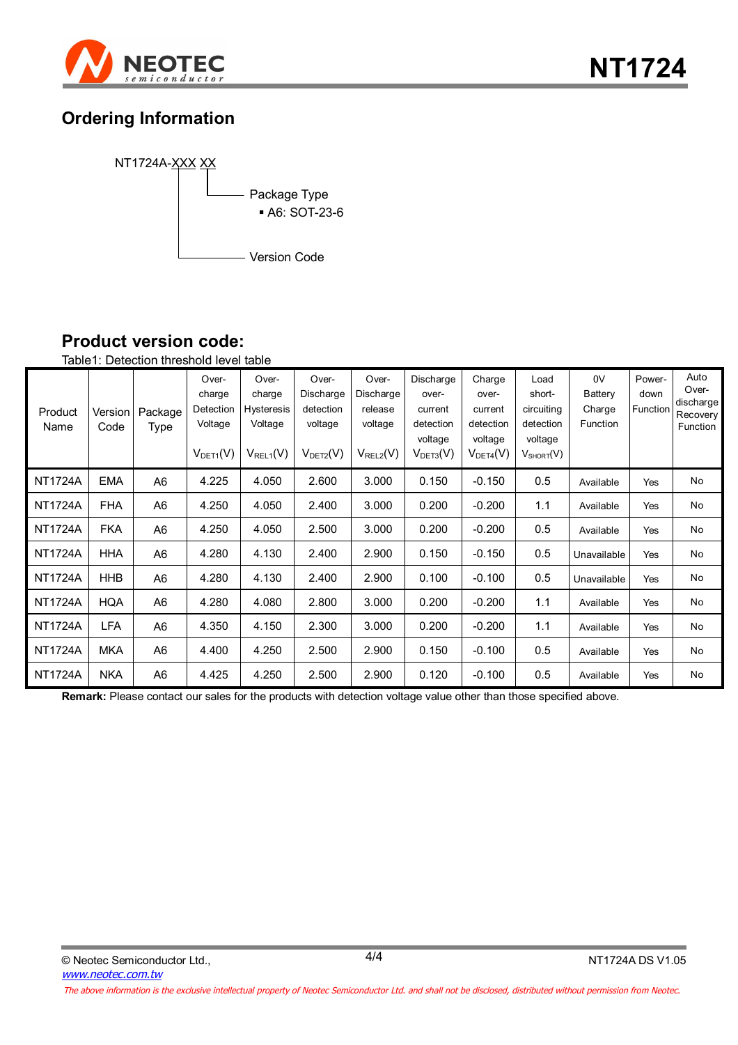## Ordering Information

NT1724A-XXX XX

- Package Type
  - A6: SOT-23-6
- Version Code

## Product version code:

Table1: Detection threshold level table

| Product Name | Version Code | Package Type | Over-charge Detection Voltage $V_{DET1}$(V) | Over-charge Hysteresis Voltage $V_{REL1}$(V) | Over-Discharge detection voltage $V_{DET2}$(V) | Over-Discharge release voltage $V_{REL2}$(V) | Discharge over-current detection voltage $V_{DET3}$(V) | Charge over-current detection voltage $V_{DET4}$(V) | Load short-circuiting detection voltage $V_{SHORT}$(V) | 0V Battery Charge Function | Power-down Function | Auto Over-discharge Recovery Function |
|---|---|---|---|---|---|---|---|---|---|---|---|---|
| NT1724A | EMA | A6 | 4.225 | 4.050 | 2.600 | 3.000 | 0.150 | -0.150 | 0.5 | Available | Yes | No |
| NT1724A | FHA | A6 | 4.250 | 4.050 | 2.400 | 3.000 | 0.200 | -0.200 | 1.1 | Available | Yes | No |
| NT1724A | FKA | A6 | 4.250 | 4.050 | 2.500 | 3.000 | 0.200 | -0.200 | 0.5 | Available | Yes | No |
| NT1724A | HHA | A6 | 4.280 | 4.130 | 2.400 | 2.900 | 0.150 | -0.150 | 0.5 | Unavailable | Yes | No |
| NT1724A | HHB | A6 | 4.280 | 4.130 | 2.400 | 2.900 | 0.100 | -0.100 | 0.5 | Unavailable | Yes | No |
| NT1724A | HQA | A6 | 4.280 | 4.080 | 2.800 | 3.000 | 0.200 | -0.200 | 1.1 | Available | Yes | No |
| NT1724A | LFA | A6 | 4.350 | 4.150 | 2.300 | 3.000 | 0.200 | -0.200 | 1.1 | Available | Yes | No |
| NT1724A | MKA | A6 | 4.400 | 4.250 | 2.500 | 2.900 | 0.150 | -0.100 | 0.5 | Available | Yes | No |
| NT1724A | NKA | A6 | 4.425 | 4.250 | 2.500 | 2.900 | 0.120 | -0.100 | 0.5 | Available | Yes | No |

**Remark:** Please contact our sales for the products with detection voltage value other than those specified above.